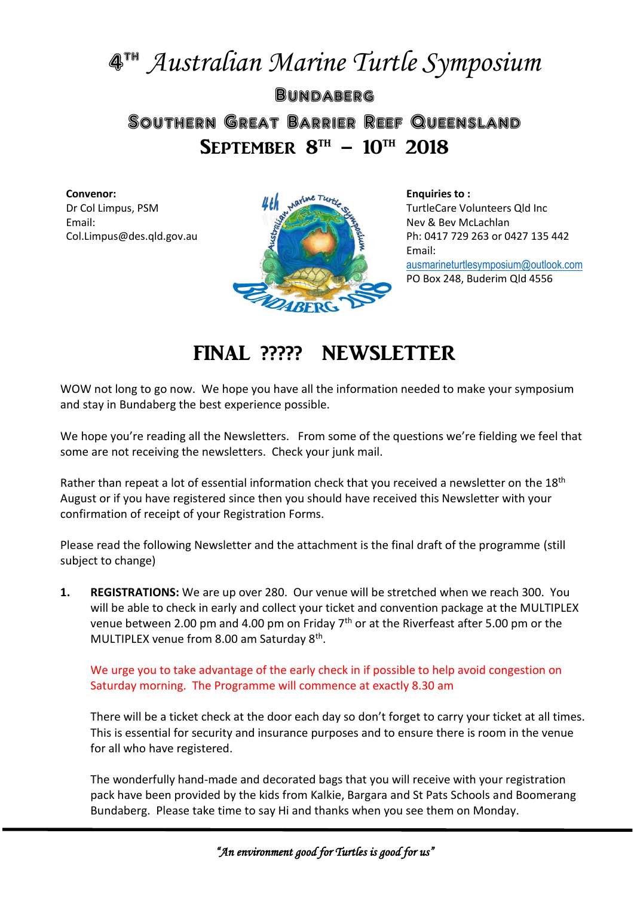# 4TH *Australian Marine Turtle Symposium*

## Bundaberg

## Southern Great Barrier Reef Queensland

## September 8TH – 10TH 2018

**Convenor:**
Dr Col Limpus, PSM
Email:
Col.Limpus@des.qld.gov.au

**Enquiries to :**
TurtleCare Volunteers Qld Inc
Nev & Bev McLachlan
Ph: 0417 729 263 or 0427 135 442
Email:
ausmarineturtlesymposium@outlook.com
PO Box 248, Buderim Qld 4556

# FINAL ????? NEWSLETTER

WOW not long to go now. We hope you have all the information needed to make your symposium and stay in Bundaberg the best experience possible.

We hope you're reading all the Newsletters. From some of the questions we're fielding we feel that some are not receiving the newsletters. Check your junk mail.

Rather than repeat a lot of essential information check that you received a newsletter on the 18th August or if you have registered since then you should have received this Newsletter with your confirmation of receipt of your Registration Forms.

Please read the following Newsletter and the attachment is the final draft of the programme (still subject to change)

1. **REGISTRATIONS:** We are up over 280. Our venue will be stretched when we reach 300. You will be able to check in early and collect your ticket and convention package at the MULTIPLEX venue between 2.00 pm and 4.00 pm on Friday 7th or at the Riverfeast after 5.00 pm or the MULTIPLEX venue from 8.00 am Saturday 8th.

   We urge you to take advantage of the early check in if possible to help avoid congestion on Saturday morning. The Programme will commence at exactly 8.30 am

   There will be a ticket check at the door each day so don't forget to carry your ticket at all times. This is essential for security and insurance purposes and to ensure there is room in the venue for all who have registered.

   The wonderfully hand-made and decorated bags that you will receive with your registration pack have been provided by the kids from Kalkie, Bargara and St Pats Schools and Boomerang Bundaberg. Please take time to say Hi and thanks when you see them on Monday.

*"An environment good for Turtles is good for us"*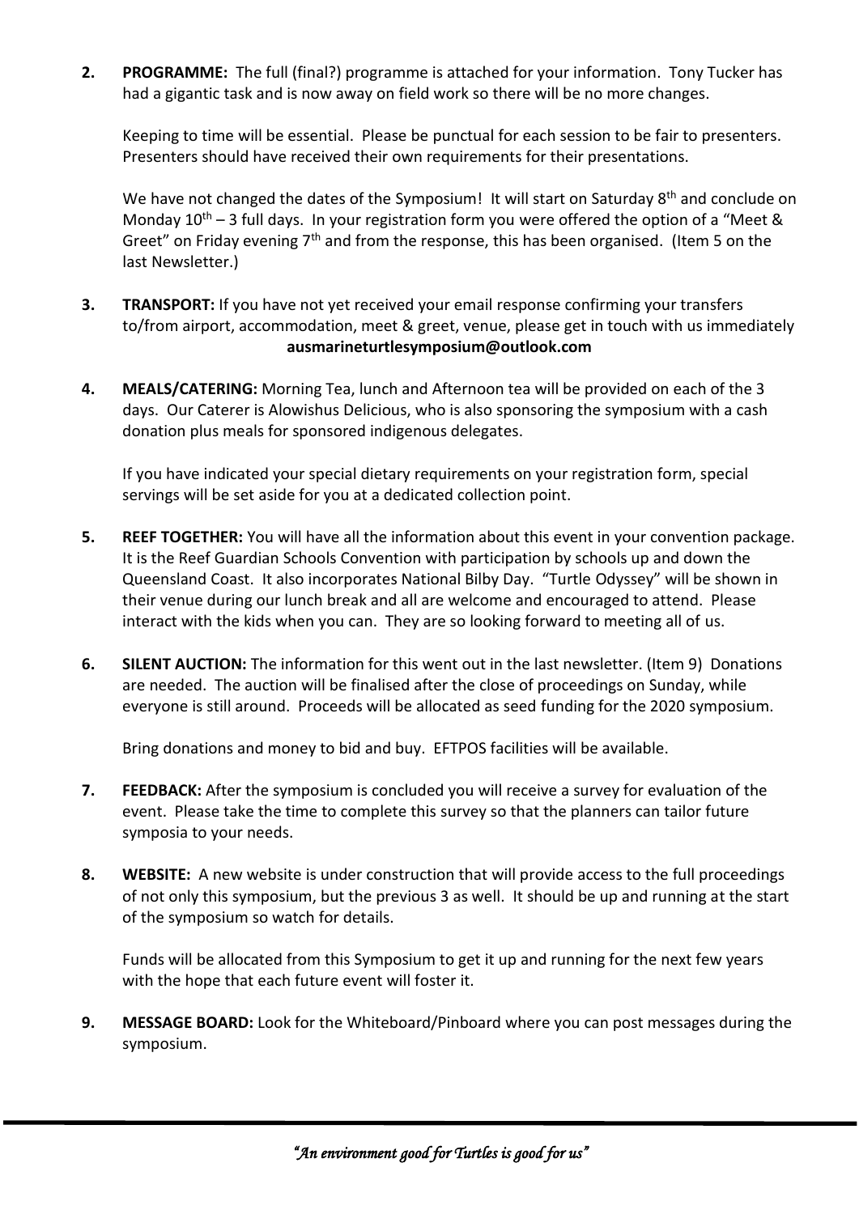**2. PROGRAMME:** The full (final?) programme is attached for your information. Tony Tucker has had a gigantic task and is now away on field work so there will be no more changes.

Keeping to time will be essential. Please be punctual for each session to be fair to presenters. Presenters should have received their own requirements for their presentations.

We have not changed the dates of the Symposium! It will start on Saturday 8th and conclude on Monday 10th – 3 full days. In your registration form you were offered the option of a "Meet & Greet" on Friday evening 7th and from the response, this has been organised. (Item 5 on the last Newsletter.)

**3. TRANSPORT:** If you have not yet received your email response confirming your transfers to/from airport, accommodation, meet & greet, venue, please get in touch with us immediately **ausmarineturtlesymposium@outlook.com**

**4. MEALS/CATERING:** Morning Tea, lunch and Afternoon tea will be provided on each of the 3 days. Our Caterer is Alowishus Delicious, who is also sponsoring the symposium with a cash donation plus meals for sponsored indigenous delegates.

If you have indicated your special dietary requirements on your registration form, special servings will be set aside for you at a dedicated collection point.

**5. REEF TOGETHER:** You will have all the information about this event in your convention package. It is the Reef Guardian Schools Convention with participation by schools up and down the Queensland Coast. It also incorporates National Bilby Day. "Turtle Odyssey" will be shown in their venue during our lunch break and all are welcome and encouraged to attend. Please interact with the kids when you can. They are so looking forward to meeting all of us.

**6. SILENT AUCTION:** The information for this went out in the last newsletter. (Item 9) Donations are needed. The auction will be finalised after the close of proceedings on Sunday, while everyone is still around. Proceeds will be allocated as seed funding for the 2020 symposium.

Bring donations and money to bid and buy. EFTPOS facilities will be available.

**7. FEEDBACK:** After the symposium is concluded you will receive a survey for evaluation of the event. Please take the time to complete this survey so that the planners can tailor future symposia to your needs.

**8. WEBSITE:** A new website is under construction that will provide access to the full proceedings of not only this symposium, but the previous 3 as well. It should be up and running at the start of the symposium so watch for details.

Funds will be allocated from this Symposium to get it up and running for the next few years with the hope that each future event will foster it.

**9. MESSAGE BOARD:** Look for the Whiteboard/Pinboard where you can post messages during the symposium.

*"An environment good for Turtles is good for us"*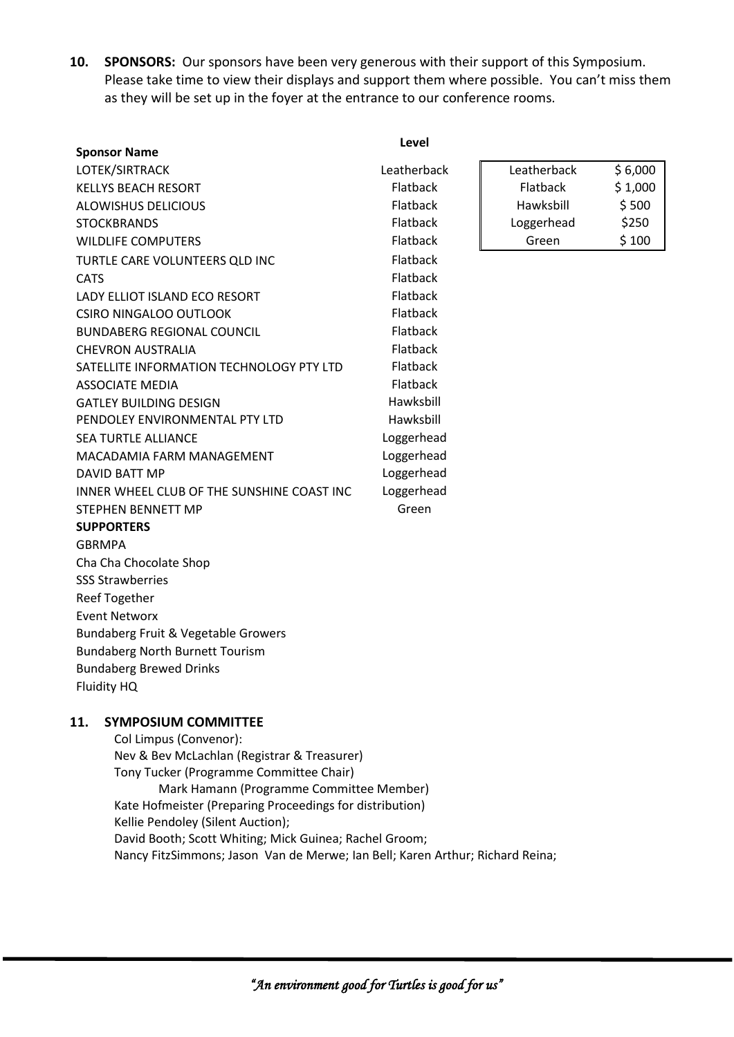**10. SPONSORS:** Our sponsors have been very generous with their support of this Symposium. Please take time to view their displays and support them where possible. You can't miss them as they will be set up in the foyer at the entrance to our conference rooms.

| Sponsor Name | Level |
|---|---|
| LOTEK/SIRTRACK | Leatherback |
| KELLYS BEACH RESORT | Flatback |
| ALOWISHUS DELICIOUS | Flatback |
| STOCKBRANDS | Flatback |
| WILDLIFE COMPUTERS | Flatback |
| TURTLE CARE VOLUNTEERS QLD INC | Flatback |
| CATS | Flatback |
| LADY ELLIOT ISLAND ECO RESORT | Flatback |
| CSIRO NINGALOO OUTLOOK | Flatback |
| BUNDABERG REGIONAL COUNCIL | Flatback |
| CHEVRON AUSTRALIA | Flatback |
| SATELLITE INFORMATION TECHNOLOGY PTY LTD | Flatback |
| ASSOCIATE MEDIA | Flatback |
| GATLEY BUILDING DESIGN | Hawksbill |
| PENDOLEY ENVIRONMENTAL PTY LTD | Hawksbill |
| SEA TURTLE ALLIANCE | Loggerhead |
| MACADAMIA FARM MANAGEMENT | Loggerhead |
| DAVID BATT MP | Loggerhead |
| INNER WHEEL CLUB OF THE SUNSHINE COAST INC | Loggerhead |
| STEPHEN BENNETT MP | Green |

| | |
|---|---|
| Leatherback | $ 6,000 |
| Flatback | $ 1,000 |
| Hawksbill | $ 500 |
| Loggerhead | $250 |
| Green | $ 100 |

**SUPPORTERS**

GBRMPA
Cha Cha Chocolate Shop
SSS Strawberries
Reef Together
Event Networx
Bundaberg Fruit & Vegetable Growers
Bundaberg North Burnett Tourism
Bundaberg Brewed Drinks
Fluidity HQ

**11. SYMPOSIUM COMMITTEE**

Col Limpus (Convenor):
Nev & Bev McLachlan (Registrar & Treasurer)
Tony Tucker (Programme Committee Chair)
Mark Hamann (Programme Committee Member)
Kate Hofmeister (Preparing Proceedings for distribution)
Kellie Pendoley (Silent Auction);
David Booth; Scott Whiting; Mick Guinea; Rachel Groom;
Nancy FitzSimmons; Jason Van de Merwe; Ian Bell; Karen Arthur; Richard Reina;

*"An environment good for Turtles is good for us"*